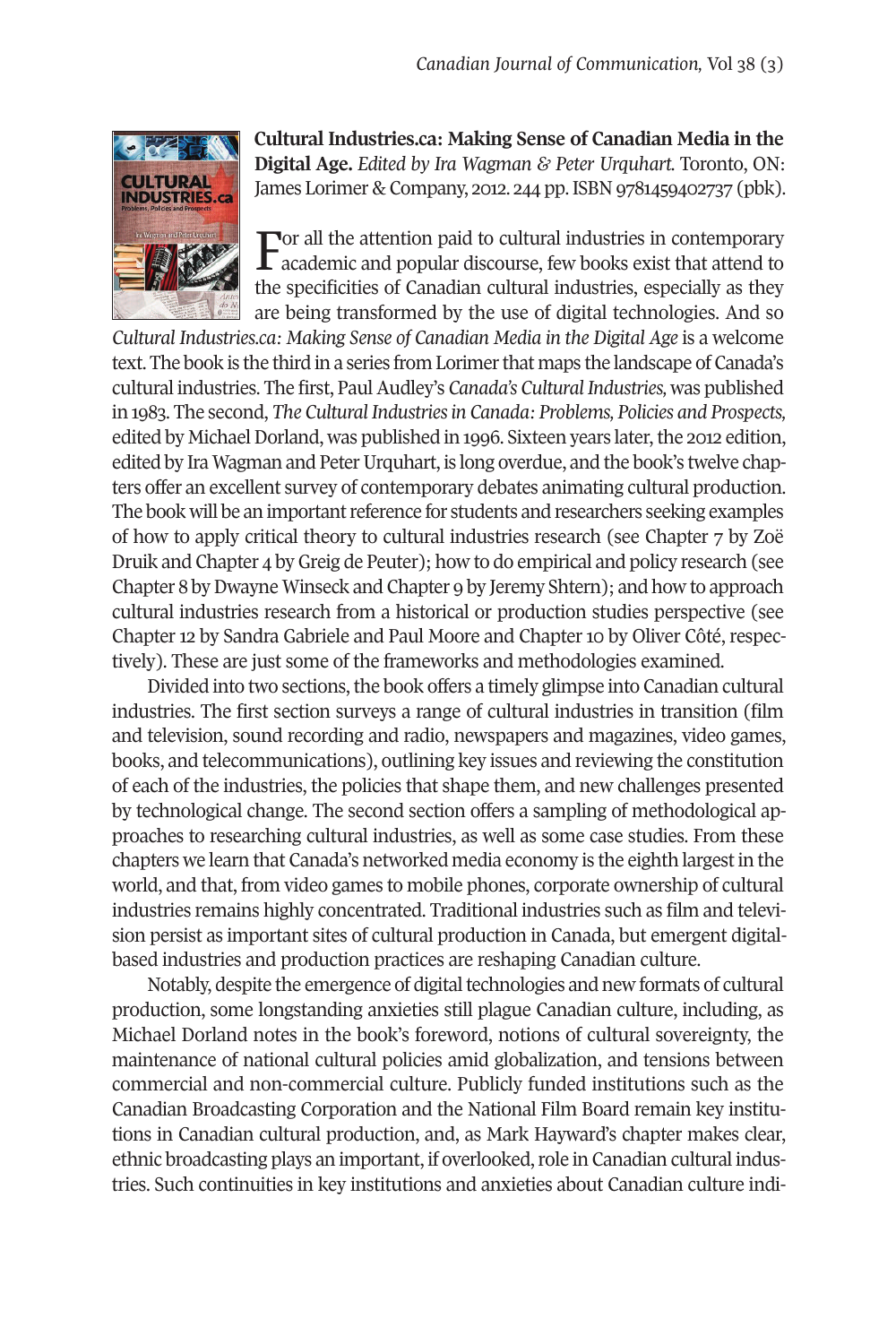**Cultural Industries.ca: Making Sense of Canadian Media in the Digital Age.** *Edited by Ira Wagman & Peter Urquhart.* Toronto, ON: James Lorimer & Company, 2012. 244 pp. ISBN 9781459402737 (pbk).

For all the attention paid to cultural industries in contemporary academic and popular discourse, few books exist that attend to the specificities of Canadian cultural industries, especially as they are being transformed by the use of digital technologies. And so *Cultural Industries.ca: Making Sense of Canadian Media in the Digital Age* is a welcome text. The book is the third in a series from Lorimer that maps the landscape of Canada's cultural industries. The first, Paul Audley's *Canada's Cultural Industries,* was published in 1983. The second, *The Cultural Industries in Canada: Problems, Policies and Prospects,* edited by Michael Dorland, was published in 1996. Sixteen years later, the 2012 edition, edited by Ira Wagman and Peter Urquhart, is long overdue, and the book's twelve chapters offer an excellent survey of contemporary debates animating cultural production. The book will be an important reference for students and researchers seeking examples of how to apply critical theory to cultural industries research (see Chapter 7 by Zoë Druik and Chapter 4 by Greig de Peuter); how to do empirical and policy research (see Chapter 8 by Dwayne Winseck and Chapter 9 by Jeremy Shtern); and how to approach cultural industries research from a historical or production studies perspective (see Chapter 12 by Sandra Gabriele and Paul Moore and Chapter 10 by Oliver Côté, respectively). These are just some of the frameworks and methodologies examined.

Divided into two sections, the book offers a timely glimpse into Canadian cultural industries. The first section surveys a range of cultural industries in transition (film and television, sound recording and radio, newspapers and magazines, video games, books, and telecommunications), outlining key issues and reviewing the constitution of each of the industries, the policies that shape them, and new challenges presented by technological change. The second section offers a sampling of methodological approaches to researching cultural industries, as well as some case studies. From these chapters we learn that Canada's networked media economy is the eighth largest in the world, and that, from video games to mobile phones, corporate ownership of cultural industries remains highly concentrated. Traditional industries such as film and television persist as important sites of cultural production in Canada, but emergent digital-based industries and production practices are reshaping Canadian culture.

Notably, despite the emergence of digital technologies and new formats of cultural production, some longstanding anxieties still plague Canadian culture, including, as Michael Dorland notes in the book's foreword, notions of cultural sovereignty, the maintenance of national cultural policies amid globalization, and tensions between commercial and non-commercial culture. Publicly funded institutions such as the Canadian Broadcasting Corporation and the National Film Board remain key institutions in Canadian cultural production, and, as Mark Hayward's chapter makes clear, ethnic broadcasting plays an important, if overlooked, role in Canadian cultural industries. Such continuities in key institutions and anxieties about Canadian culture indi-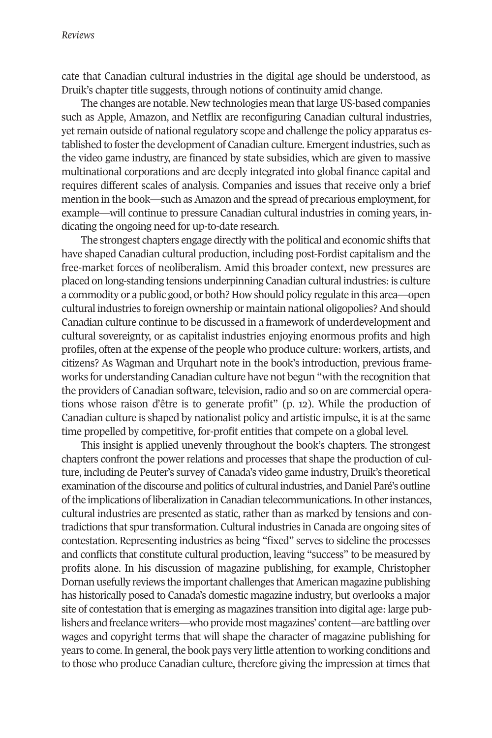cate that Canadian cultural industries in the digital age should be understood, as Druik's chapter title suggests, through notions of continuity amid change.

The changes are notable. New technologies mean that large US-based companies such as Apple, Amazon, and Netflix are reconfiguring Canadian cultural industries, yet remain outside of national regulatory scope and challenge the policy apparatus established to foster the development of Canadian culture. Emergent industries, such as the video game industry, are financed by state subsidies, which are given to massive multinational corporations and are deeply integrated into global finance capital and requires different scales of analysis. Companies and issues that receive only a brief mention in the book—such as Amazon and the spread of precarious employment, for example—will continue to pressure Canadian cultural industries in coming years, indicating the ongoing need for up-to-date research.

The strongest chapters engage directly with the political and economic shifts that have shaped Canadian cultural production, including post-Fordist capitalism and the free-market forces of neoliberalism. Amid this broader context, new pressures are placed on long-standing tensions underpinning Canadian cultural industries: is culture a commodity or a public good, or both? How should policy regulate in this area—open cultural industries to foreign ownership or maintain national oligopolies? And should Canadian culture continue to be discussed in a framework of underdevelopment and cultural sovereignty, or as capitalist industries enjoying enormous profits and high profiles, often at the expense of the people who produce culture: workers, artists, and citizens? As Wagman and Urquhart note in the book's introduction, previous frameworks for understanding Canadian culture have not begun "with the recognition that the providers of Canadian software, television, radio and so on are commercial operations whose raison d'être is to generate profit" (p. 12). While the production of Canadian culture is shaped by nationalist policy and artistic impulse, it is at the same time propelled by competitive, for-profit entities that compete on a global level.

This insight is applied unevenly throughout the book's chapters. The strongest chapters confront the power relations and processes that shape the production of culture, including de Peuter's survey of Canada's video game industry, Druik's theoretical examination of the discourse and politics of cultural industries, and Daniel Paré's outline of the implications of liberalization in Canadian telecommunications. In other instances, cultural industries are presented as static, rather than as marked by tensions and contradictions that spur transformation. Cultural industries in Canada are ongoing sites of contestation. Representing industries as being "fixed" serves to sideline the processes and conflicts that constitute cultural production, leaving "success" to be measured by profits alone. In his discussion of magazine publishing, for example, Christopher Dornan usefully reviews the important challenges that American magazine publishing has historically posed to Canada's domestic magazine industry, but overlooks a major site of contestation that is emerging as magazines transition into digital age: large publishers and freelance writers—who provide most magazines' content—are battling over wages and copyright terms that will shape the character of magazine publishing for years to come. In general, the book pays very little attention to working conditions and to those who produce Canadian culture, therefore giving the impression at times that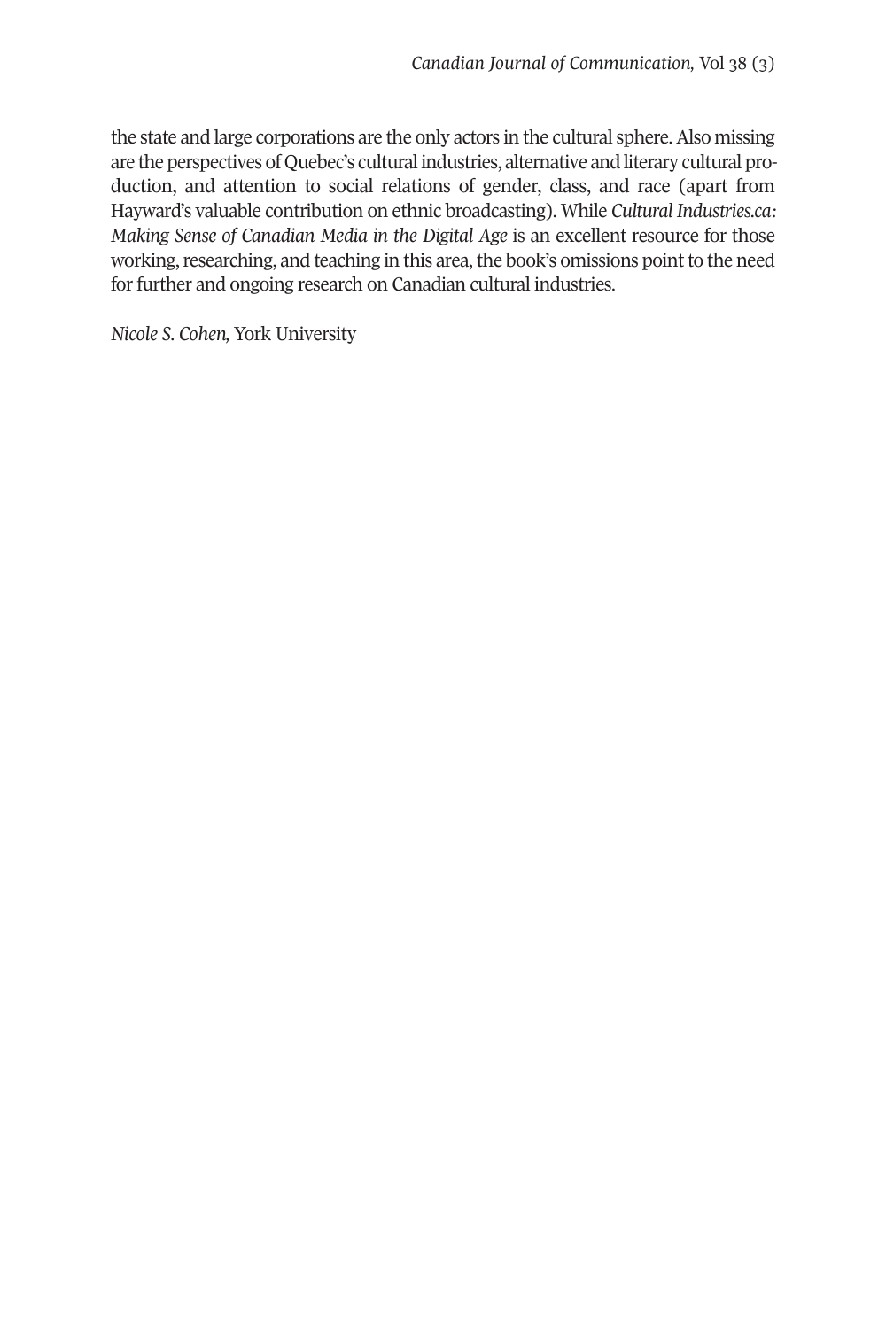the state and large corporations are the only actors in the cultural sphere. Also missing are the perspectives of Quebec's cultural industries, alternative and literary cultural production, and attention to social relations of gender, class, and race (apart from Hayward's valuable contribution on ethnic broadcasting). While *Cultural Industries.ca: Making Sense of Canadian Media in the Digital Age* is an excellent resource for those working, researching, and teaching in this area, the book's omissions point to the need for further and ongoing research on Canadian cultural industries.

*Nicole S. Cohen,* York University